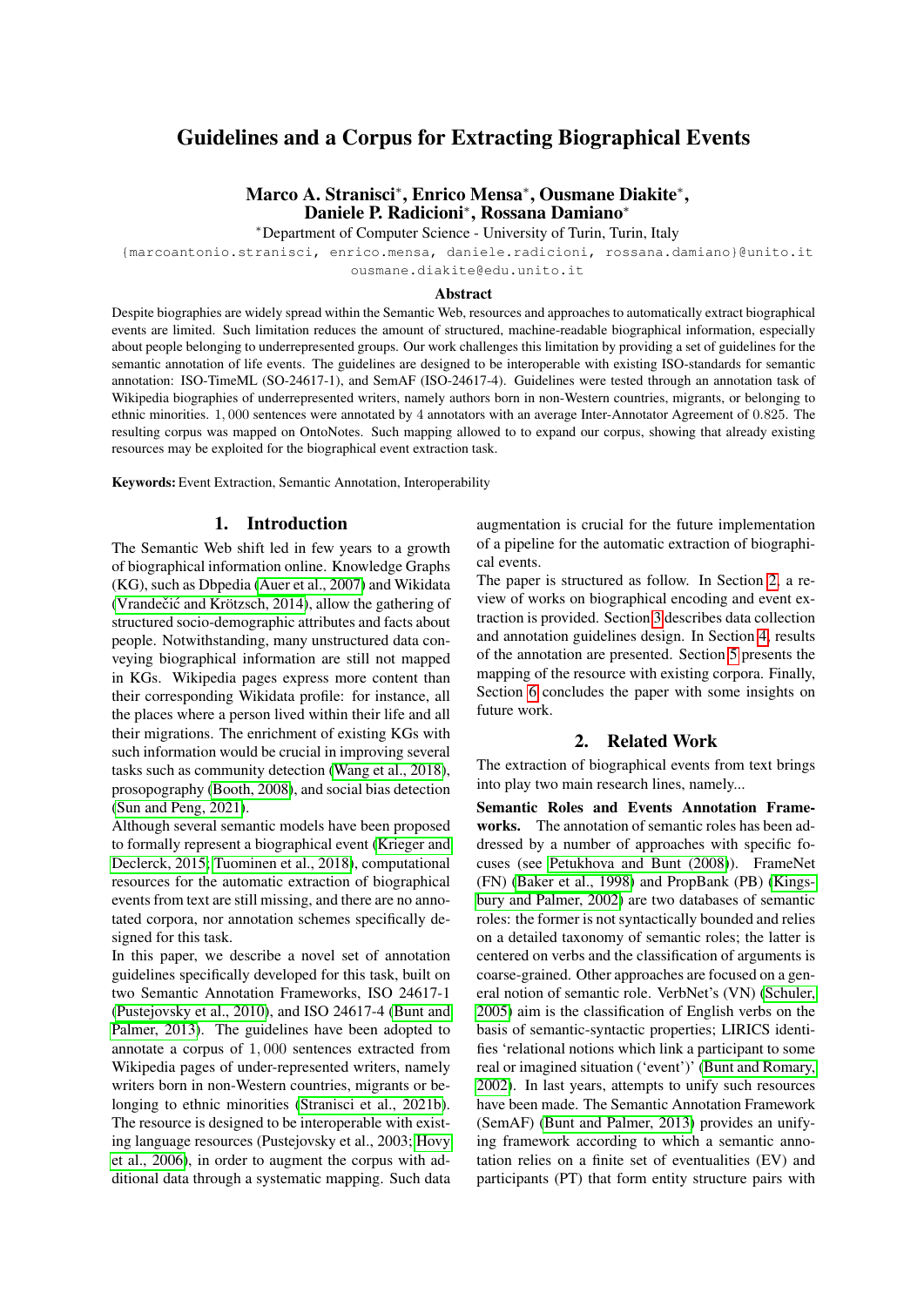# Guidelines and a Corpus for Extracting Biographical Events

**Marco A. Stranisci**[*], **Enrico Mensa**[*], **Ousmane Diakite**[*], **Daniele P. Radicioni**[*], **Rossana Damiano**[*]

[*]Department of Computer Science - University of Turin, Turin, Italy

{marcoantonio.stranisci, enrico.mensa, daniele.radicioni, rossana.damiano}@unito.it
ousmane.diakite@edu.unito.it

## Abstract

Despite biographies are widely spread within the Semantic Web, resources and approaches to automatically extract biographical events are limited. Such limitation reduces the amount of structured, machine-readable biographical information, especially about people belonging to underrepresented groups. Our work challenges this limitation by providing a set of guidelines for the semantic annotation of life events. The guidelines are designed to be interoperable with existing ISO-standards for semantic annotation: ISO-TimeML (SO-24617-1), and SemAF (ISO-24617-4). Guidelines were tested through an annotation task of Wikipedia biographies of underrepresented writers, namely authors born in non-Western countries, migrants, or belonging to ethnic minorities. $1,000$ sentences were annotated by $4$ annotators with an average Inter-Annotator Agreement of $0.825$. The resulting corpus was mapped on OntoNotes. Such mapping allowed to to expand our corpus, showing that already existing resources may be exploited for the biographical event extraction task.

**Keywords:** Event Extraction, Semantic Annotation, Interoperability

## 1. Introduction

The Semantic Web shift led in few years to a growth of biographical information online. Knowledge Graphs (KG), such as Dbpedia (Auer et al., 2007) and Wikidata (Vrandečić and Krötzsch, 2014), allow the gathering of structured socio-demographic attributes and facts about people. Notwithstanding, many unstructured data conveying biographical information are still not mapped in KGs. Wikipedia pages express more content than their corresponding Wikidata profile: for instance, all the places where a person lived within their life and all their migrations. The enrichment of existing KGs with such information would be crucial in improving several tasks such as community detection (Wang et al., 2018), prosopography (Booth, 2008), and social bias detection (Sun and Peng, 2021).

Although several semantic models have been proposed to formally represent a biographical event (Krieger and Declerck, 2015; Tuominen et al., 2018), computational resources for the automatic extraction of biographical events from text are still missing, and there are no annotated corpora, nor annotation schemes specifically designed for this task.

In this paper, we describe a novel set of annotation guidelines specifically developed for this task, built on two Semantic Annotation Frameworks, ISO 24617-1 (Pustejovsky et al., 2010), and ISO 24617-4 (Bunt and Palmer, 2013). The guidelines have been adopted to annotate a corpus of $1,000$ sentences extracted from Wikipedia pages of under-represented writers, namely writers born in non-Western countries, migrants or belonging to ethnic minorities (Stranisci et al., 2021b). The resource is designed to be interoperable with existing language resources (Pustejovsky et al., 2003; Hovy et al., 2006), in order to augment the corpus with additional data through a systematic mapping. Such data augmentation is crucial for the future implementation of a pipeline for the automatic extraction of biographical events.

The paper is structured as follow. In Section 2, a review of works on biographical encoding and event extraction is provided. Section 3 describes data collection and annotation guidelines design. In Section 4, results of the annotation are presented. Section 5 presents the mapping of the resource with existing corpora. Finally, Section 6 concludes the paper with some insights on future work.

## 2. Related Work

The extraction of biographical events from text brings into play two main research lines, namely...

**Semantic Roles and Events Annotation Frameworks.** The annotation of semantic roles has been addressed by a number of approaches with specific focuses (see Petukhova and Bunt (2008)). FrameNet (FN) (Baker et al., 1998) and PropBank (PB) (Kingsbury and Palmer, 2002) are two databases of semantic roles: the former is not syntactically bounded and relies on a detailed taxonomy of semantic roles; the latter is centered on verbs and the classification of arguments is coarse-grained. Other approaches are focused on a general notion of semantic role. VerbNet's (VN) (Schuler, 2005) aim is the classification of English verbs on the basis of semantic-syntactic properties; LIRICS identifies 'relational notions which link a participant to some real or imagined situation ('event')' (Bunt and Romary, 2002). In last years, attempts to unify such resources have been made. The Semantic Annotation Framework (SemAF) (Bunt and Palmer, 2013) provides an unifying framework according to which a semantic annotation relies on a finite set of eventualities (EV) and participants (PT) that form entity structure pairs with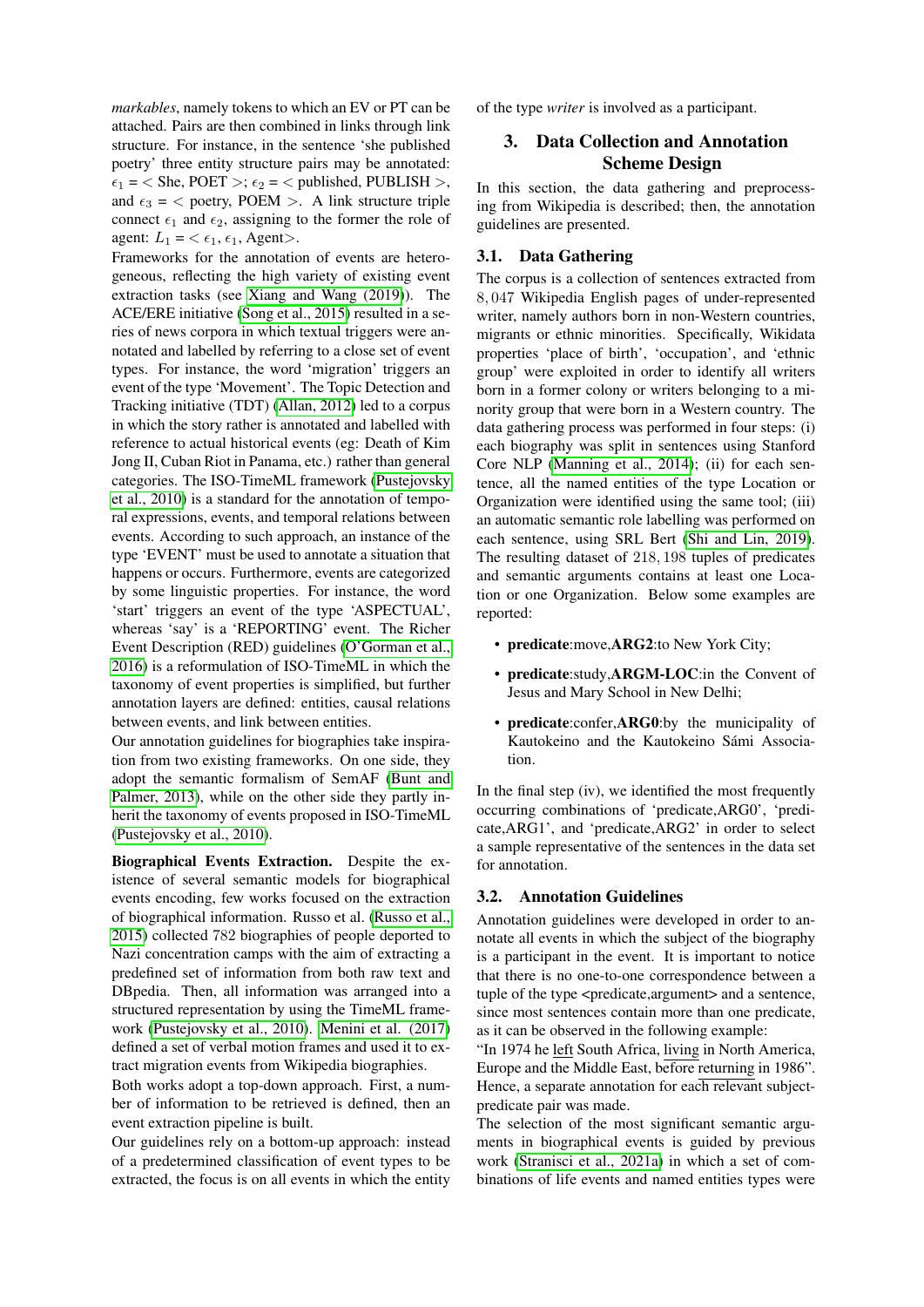*markables*, namely tokens to which an EV or PT can be attached. Pairs are then combined in links through link structure. For instance, in the sentence 'she published poetry' three entity structure pairs may be annotated: $\epsilon_1$ = < She, POET >; $\epsilon_2$ = < published, PUBLISH >, and $\epsilon_3$ = < poetry, POEM >. A link structure triple connect $\epsilon_1$ and $\epsilon_2$, assigning to the former the role of agent: $L_1$ = < $\epsilon_1$, $\epsilon_1$, Agent>.

Frameworks for the annotation of events are heterogeneous, reflecting the high variety of existing event extraction tasks (see Xiang and Wang (2019)). The ACE/ERE initiative (Song et al., 2015) resulted in a series of news corpora in which textual triggers were annotated and labelled by referring to a close set of event types. For instance, the word 'migration' triggers an event of the type 'Movement'. The Topic Detection and Tracking initiative (TDT) (Allan, 2012) led to a corpus in which the story rather is annotated and labelled with reference to actual historical events (eg: Death of Kim Jong II, Cuban Riot in Panama, etc.) rather than general categories. The ISO-TimeML framework (Pustejovsky et al., 2010) is a standard for the annotation of temporal expressions, events, and temporal relations between events. According to such approach, an instance of the type 'EVENT' must be used to annotate a situation that happens or occurs. Furthermore, events are categorized by some linguistic properties. For instance, the word 'start' triggers an event of the type 'ASPECTUAL', whereas 'say' is a 'REPORTING' event. The Richer Event Description (RED) guidelines (O'Gorman et al., 2016) is a reformulation of ISO-TimeML in which the taxonomy of event properties is simplified, but further annotation layers are defined: entities, causal relations between events, and link between entities.

Our annotation guidelines for biographies take inspiration from two existing frameworks. On one side, they adopt the semantic formalism of SemAF (Bunt and Palmer, 2013), while on the other side they partly inherit the taxonomy of events proposed in ISO-TimeML (Pustejovsky et al., 2010).

**Biographical Events Extraction.** Despite the existence of several semantic models for biographical events encoding, few works focused on the extraction of biographical information. Russo et al. (Russo et al., 2015) collected 782 biographies of people deported to Nazi concentration camps with the aim of extracting a predefined set of information from both raw text and DBpedia. Then, all information was arranged into a structured representation by using the TimeML framework (Pustejovsky et al., 2010). Menini et al. (2017) defined a set of verbal motion frames and used it to extract migration events from Wikipedia biographies.

Both works adopt a top-down approach. First, a number of information to be retrieved is defined, then an event extraction pipeline is built.

Our guidelines rely on a bottom-up approach: instead of a predetermined classification of event types to be extracted, the focus is on all events in which the entity of the type *writer* is involved as a participant.

## 3. Data Collection and Annotation Scheme Design

In this section, the data gathering and preprocessing from Wikipedia is described; then, the annotation guidelines are presented.

### 3.1. Data Gathering

The corpus is a collection of sentences extracted from 8,047 Wikipedia English pages of under-represented writer, namely authors born in non-Western countries, migrants or ethnic minorities. Specifically, Wikidata properties 'place of birth', 'occupation', and 'ethnic group' were exploited in order to identify all writers born in a former colony or writers belonging to a minority group that were born in a Western country. The data gathering process was performed in four steps: (i) each biography was split in sentences using Stanford Core NLP (Manning et al., 2014); (ii) for each sentence, all the named entities of the type Location or Organization were identified using the same tool; (iii) an automatic semantic role labelling was performed on each sentence, using SRL Bert (Shi and Lin, 2019). The resulting dataset of 218,198 tuples of predicates and semantic arguments contains at least one Location or one Organization. Below some examples are reported:

- **predicate**:move,**ARG2**:to New York City;
- **predicate**:study,**ARGM-LOC**:in the Convent of Jesus and Mary School in New Delhi;
- **predicate**:confer,**ARG0**:by the municipality of Kautokeino and the Kautokeino Sámi Association.

In the final step (iv), we identified the most frequently occurring combinations of 'predicate,ARG0', 'predicate,ARG1', and 'predicate,ARG2' in order to select a sample representative of the sentences in the data set for annotation.

### 3.2. Annotation Guidelines

Annotation guidelines were developed in order to annotate all events in which the subject of the biography is a participant in the event. It is important to notice that there is no one-to-one correspondence between a tuple of the type <predicate,argument> and a sentence, since most sentences contain more than one predicate, as it can be observed in the following example:

"In 1974 he <u>left</u> South Africa, <u>living</u> in North America, Europe and the Middle East, <u>before returning</u> in 1986". Hence, a separate annotation for each relevant subject-predicate pair was made.

The selection of the most significant semantic arguments in biographical events is guided by previous work (Stranisci et al., 2021a) in which a set of combinations of life events and named entities types were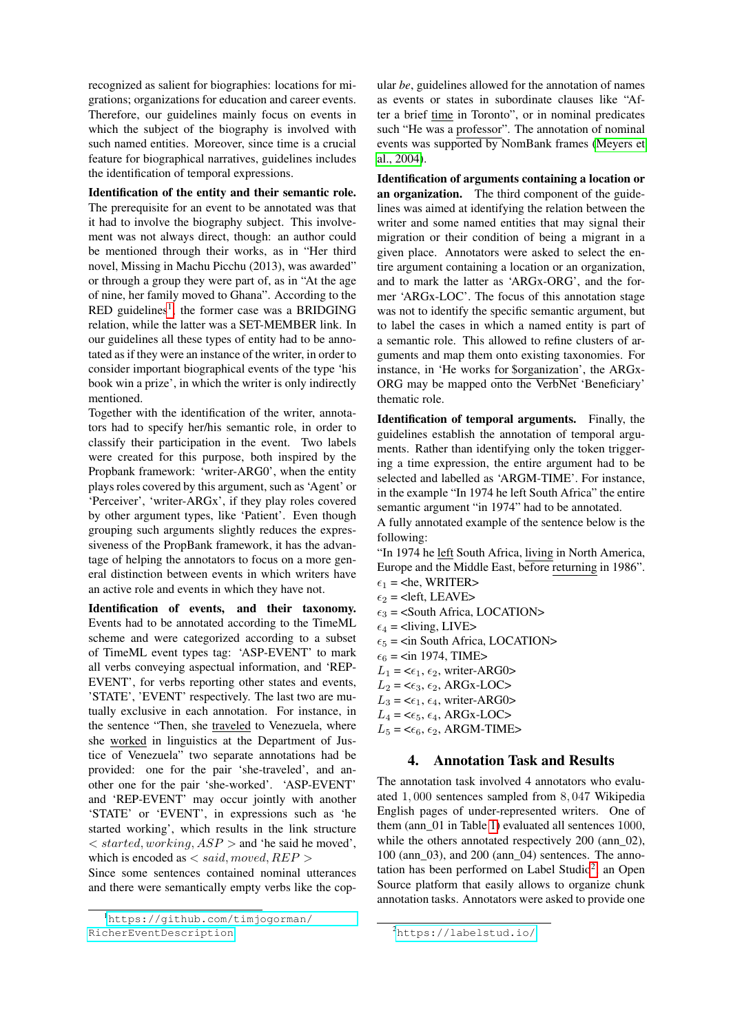recognized as salient for biographies: locations for migrations; organizations for education and career events. Therefore, our guidelines mainly focus on events in which the subject of the biography is involved with such named entities. Moreover, since time is a crucial feature for biographical narratives, guidelines includes the identification of temporal expressions.

**Identification of the entity and their semantic role.** The prerequisite for an event to be annotated was that it had to involve the biography subject. This involvement was not always direct, though: an author could be mentioned through their works, as in "Her third novel, Missing in Machu Picchu (2013), was awarded" or through a group they were part of, as in "At the age of nine, her family moved to Ghana". According to the RED guidelines[1], the former case was a BRIDGING relation, while the latter was a SET-MEMBER link. In our guidelines all these types of entity had to be annotated as if they were an instance of the writer, in order to consider important biographical events of the type 'his book win a prize', in which the writer is only indirectly mentioned.

Together with the identification of the writer, annotators had to specify her/his semantic role, in order to classify their participation in the event. Two labels were created for this purpose, both inspired by the Propbank framework: 'writer-ARG0', when the entity plays roles covered by this argument, such as 'Agent' or 'Perceiver', 'writer-ARGx', if they play roles covered by other argument types, like 'Patient'. Even though grouping such arguments slightly reduces the expressiveness of the PropBank framework, it has the advantage of helping the annotators to focus on a more general distinction between events in which writers have an active role and events in which they have not.

**Identification of events, and their taxonomy.** Events had to be annotated according to the TimeML scheme and were categorized according to a subset of TimeML event types tag: 'ASP-EVENT' to mark all verbs conveying aspectual information, and 'REP-EVENT', for verbs reporting other states and events, 'STATE', 'EVENT' respectively. The last two are mutually exclusive in each annotation. For instance, in the sentence "Then, she traveled to Venezuela, where she worked in linguistics at the Department of Justice of Venezuela" two separate annotations had to be provided: one for the pair 'she-traveled', and another one for the pair 'she-worked'. 'ASP-EVENT' and 'REP-EVENT' may occur jointly with another 'STATE' or 'EVENT', in expressions such as 'he started working', which results in the link structure $< started, working, ASP >$ and 'he said he moved', which is encoded as $< said, moved, REP >$

Since some sentences contained nominal utterances and there were semantically empty verbs like the copular *be*, guidelines allowed for the annotation of names as events or states in subordinate clauses like "After a brief time in Toronto", or in nominal predicates such "He was a professor". The annotation of nominal events was supported by NomBank frames (Meyers et al., 2004).

**Identification of arguments containing a location or an organization.** The third component of the guidelines was aimed at identifying the relation between the writer and some named entities that may signal their migration or their condition of being a migrant in a given place. Annotators were asked to select the entire argument containing a location or an organization, and to mark the latter as 'ARGx-ORG', and the former 'ARGx-LOC'. The focus of this annotation stage was not to identify the specific semantic argument, but to label the cases in which a named entity is part of a semantic role. This allowed to refine clusters of arguments and map them onto existing taxonomies. For instance, in 'He works for $organization', the ARGx-ORG may be mapped onto the VerbNet 'Beneficiary' thematic role.

**Identification of temporal arguments.** Finally, the guidelines establish the annotation of temporal arguments. Rather than identifying only the token triggering a time expression, the entire argument had to be selected and labelled as 'ARGM-TIME'. For instance, in the example "In 1974 he left South Africa" the entire semantic argument "in 1974" had to be annotated.

A fully annotated example of the sentence below is the following:

"In 1974 he left South Africa, living in North America, Europe and the Middle East, before returning in 1986".

$\epsilon_1$ = <he, WRITER>
$\epsilon_2$ = <left, LEAVE>
$\epsilon_3$ = <South Africa, LOCATION>
$\epsilon_4$ = <living, LIVE>
$\epsilon_5$ = <in South Africa, LOCATION>
$\epsilon_6$ = <in 1974, TIME>
$L_1$ = <$\epsilon_1$, $\epsilon_2$, writer-ARG0>
$L_2$ = <$\epsilon_3$, $\epsilon_2$, ARGx-LOC>
$L_3$ = <$\epsilon_1$, $\epsilon_4$, writer-ARG0>
$L_4$ = <$\epsilon_5$, $\epsilon_4$, ARGx-LOC>
$L_5$ = <$\epsilon_6$, $\epsilon_2$, ARGM-TIME>

## 4. Annotation Task and Results

The annotation task involved 4 annotators who evaluated 1,000 sentences sampled from 8,047 Wikipedia English pages of under-represented writers. One of them (ann_01 in Table 1) evaluated all sentences 1000, while the others annotated respectively 200 (ann_02), 100 (ann_03), and 200 (ann_04) sentences. The annotation has been performed on Label Studio[2], an Open Source platform that easily allows to organize chunk annotation tasks. Annotators were asked to provide one

[1] https://github.com/timjogorman/RicherEventDescription

[2] https://labelstud.io/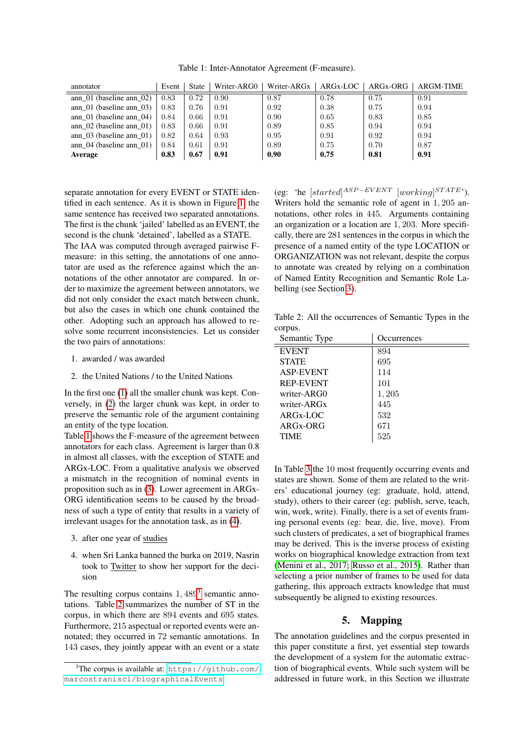Table 1: Inter-Annotator Agreement (F-measure).

| annotator | Event | State | Writer-ARG0 | Writer-ARGx | ARGx-LOC | ARGx-ORG | ARGM-TIME |
|---|---|---|---|---|---|---|---|
| ann_01 (baseline ann_02) | 0.83 | 0.72 | 0.90 | 0.87 | 0.78 | 0.75 | 0.91 |
| ann_01 (baseline ann_03) | 0.83 | 0.76 | 0.91 | 0.92 | 0.38 | 0.75 | 0.94 |
| ann_01 (baseline ann_04) | 0.84 | 0.66 | 0.91 | 0.90 | 0.65 | 0.83 | 0.85 |
| ann_02 (baseline ann_01) | 0.83 | 0.66 | 0.91 | 0.89 | 0.85 | 0.94 | 0.94 |
| ann_03 (baseline ann_01) | 0.82 | 0.64 | 0.93 | 0.95 | 0.91 | 0.92 | 0.94 |
| ann_04 (baseline ann_01) | 0.84 | 0.61 | 0.91 | 0.89 | 0.75 | 0.70 | 0.87 |
| **Average** | **0.83** | **0.67** | **0.91** | **0.90** | **0.75** | **0.81** | **0.91** |

separate annotation for every EVENT or STATE identified in each sentence. As it is shown in Figure 1, the same sentence has received two separated annotations. The first is the chunk 'jailed' labelled as an EVENT, the second is the chunk 'detained', labelled as a STATE.
The IAA was computed through averaged pairwise F-measure: in this setting, the annotations of one annotator are used as the reference against which the annotations of the other annotator are compared. In order to maximize the agreement between annotators, we did not only consider the exact match between chunk, but also the cases in which one chunk contained the other. Adopting such an approach has allowed to resolve some recurrent inconsistencies. Let us consider the two pairs of annotations:

1. awarded / was awarded

2. the United Nations / to the United Nations

In the first one (1) all the smaller chunk was kept. Conversely, in (2) the larger chunk was kept, in order to preserve the semantic role of the argument containing an entity of the type location.
Table 1 shows the F-measure of the agreement between annotators for each class. Agreement is larger than 0.8 in almost all classes, with the exception of STATE and ARGx-LOC. From a qualitative analysis we observed a mismatch in the recognition of nominal events in proposition such as in (3). Lower agreement in ARGx-ORG identification seems to be caused by the broadness of such a type of entity that results in a variety of irrelevant usages for the annotation task, as in (4).

3. after one year of <u>studies</u>

4. when Sri Lanka banned the burka on 2019, Nasrin took to <u>Twitter</u> to show her support for the decision

The resulting corpus contains $1,489$[3] semantic annotations. Table 2 summarizes the number of ST in the corpus, in which there are 894 events and 695 states. Furthermore, 215 aspectual or reported events were annotated; they occurred in 72 semantic annotations. In 143 cases, they jointly appear with an event or a state (eg: 'he $[started]^{ASP-EVENT}$ $[working]^{STATE}$'). Writers hold the semantic role of agent in $1,205$ annotations, other roles in 445. Arguments containing an organization or a location are $1,203$. More specifically, there are 281 sentences in the corpus in which the presence of a named entity of the type LOCATION or ORGANIZATION was not relevant, despite the corpus to annotate was created by relying on a combination of Named Entity Recognition and Semantic Role Labelling (see Section 3).

[3] The corpus is available at: https://github.com/marcostranisci/biographicalEvents

Table 2: All the occurrences of Semantic Types in the corpus.

| Semantic Type | Occurrences |
|---|---|
| EVENT | 894 |
| STATE | 695 |
| ASP-EVENT | 114 |
| REP-EVENT | 101 |
| writer-ARG0 | 1,205 |
| writer-ARGx | 445 |
| ARGx-LOC | 532 |
| ARGx-ORG | 671 |
| TIME | 525 |

In Table 3 the 10 most frequently occurring events and states are shown. Some of them are related to the writers' educational journey (eg: graduate, hold, attend, study), others to their career (eg: publish, serve, teach, win, work, write). Finally, there is a set of events framing personal events (eg: bear, die, live, move). From such clusters of predicates, a set of biographical frames may be derived. This is the inverse process of existing works on biographical knowledge extraction from text (Menini et al., 2017; Russo et al., 2015). Rather than selecting a prior number of frames to be used for data gathering, this approach extracts knowledge that must subsequently be aligned to existing resources.

## 5. Mapping

The annotation guidelines and the corpus presented in this paper constitute a first, yet essential step towards the development of a system for the automatic extraction of biographical events. While such system will be addressed in future work, in this Section we illustrate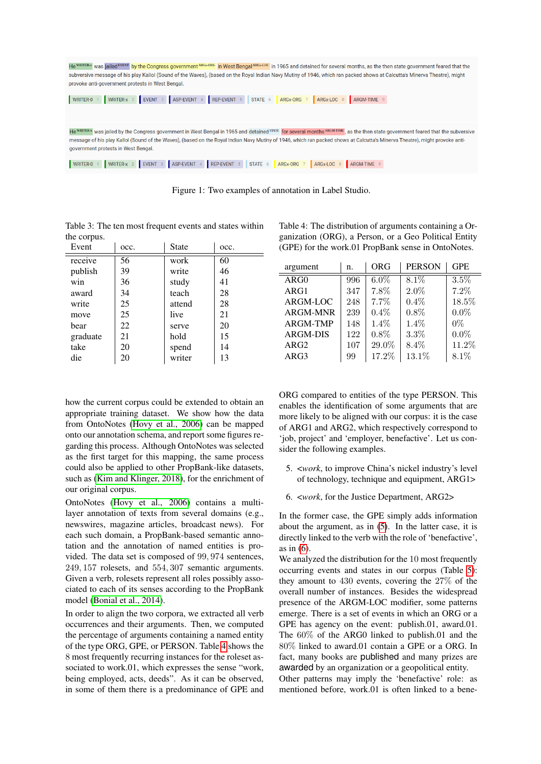He [WRITER-x] was jailed [EVENT] by the Congress government [ARGx-ORG] in West Bengal [ARGx-LOC] in 1965 and detained for several months, as the then state government feared that the subversive message of his play Kallol (Sound of the Waves), (based on the Royal Indian Navy Mutiny of 1946, which ran packed shows at Calcutta's Minerva Theatre), might provoke anti-government protests in West Bengal.

WRITER-0 1 | WRITER-x 2 | EVENT 3 | ASP-EVENT 4 | REP-EVENT 5 | STATE 6 | ARGx-ORG 7 | ARGx-LOC 8 | ARGM-TIME 9

He [WRITER-x] was jailed by the Congress government in West Bengal in 1965 and detained [STATE] for several months [ARGM-TIME], as the then state government feared that the subversive message of his play Kallol (Sound of the Waves), (based on the Royal Indian Navy Mutiny of 1946, which ran packed shows at Calcutta's Minerva Theatre), might provoke anti-government protests in West Bengal.

WRITER-0 1 | WRITER-x 2 | EVENT 3 | ASP-EVENT 4 | REP-EVENT 5 | STATE 6 | ARGx-ORG 7 | ARGx-LOC 8 | ARGM-TIME 9

Figure 1: Two examples of annotation in Label Studio.

Table 3: The ten most frequent events and states within the corpus.

| Event | occ. | State | occ. |
|---|---|---|---|
| receive | 56 | work | 60 |
| publish | 39 | write | 46 |
| win | 36 | study | 41 |
| award | 34 | teach | 28 |
| write | 25 | attend | 28 |
| move | 25 | live | 21 |
| bear | 22 | serve | 20 |
| graduate | 21 | hold | 15 |
| take | 20 | spend | 14 |
| die | 20 | writer | 13 |

Table 4: The distribution of arguments containing a Organization (ORG), a Person, or a Geo Political Entity (GPE) for the work.01 PropBank sense in OntoNotes.

| argument | n. | ORG | PERSON | GPE |
|---|---|---|---|---|
| ARG0 | 996 | 6.0% | 8.1% | 3.5% |
| ARG1 | 347 | 7.8% | 2.0% | 7.2% |
| ARGM-LOC | 248 | 7.7% | 0.4% | 18.5% |
| ARGM-MNR | 239 | 0.4% | 0.8% | 0.0% |
| ARGM-TMP | 148 | 1.4% | 1.4% | 0% |
| ARGM-DIS | 122 | 0.8% | 3.3% | 0.0% |
| ARG2 | 107 | 29.0% | 8.4% | 11.2% |
| ARG3 | 99 | 17.2% | 13.1% | 8.1% |

how the current corpus could be extended to obtain an appropriate training dataset. We show how the data from OntoNotes (Hovy et al., 2006) can be mapped onto our annotation schema, and report some figures regarding this process. Although OntoNotes was selected as the first target for this mapping, the same process could also be applied to other PropBank-like datasets, such as (Kim and Klinger, 2018), for the enrichment of our original corpus.

OntoNotes (Hovy et al., 2006) contains a multilayer annotation of texts from several domains (e.g., newswires, magazine articles, broadcast news). For each such domain, a PropBank-based semantic annotation and the annotation of named entities is provided. The data set is composed of 99,974 sentences, 249,157 rolesets, and 554,307 semantic arguments. Given a verb, rolesets represent all roles possibly associated to each of its senses according to the PropBank model (Bonial et al., 2014).

In order to align the two corpora, we extracted all verb occurrences and their arguments. Then, we computed the percentage of arguments containing a named entity of the type ORG, GPE, or PERSON. Table 4 shows the 8 most frequently recurring instances for the roleset associated to work.01, which expresses the sense "work, being employed, acts, deeds". As it can be observed, in some of them there is a predominance of GPE and ORG compared to entities of the type PERSON. This enables the identification of some arguments that are more likely to be aligned with our corpus: it is the case of ARG1 and ARG2, which respectively correspond to 'job, project' and 'employer, benefactive'. Let us consider the following examples.

5. <*work*, to improve China's nickel industry's level of technology, technique and equipment, ARG1>

6. <*work*, for the Justice Department, ARG2>

In the former case, the GPE simply adds information about the argument, as in (5). In the latter case, it is directly linked to the verb with the role of 'benefactive', as in (6).

We analyzed the distribution for the 10 most frequently occurring events and states in our corpus (Table 5): they amount to 430 events, covering the 27% of the overall number of instances. Besides the widespread presence of the ARGM-LOC modifier, some patterns emerge. There is a set of events in which an ORG or a GPE has agency on the event: publish.01, award.01. The 60% of the ARG0 linked to publish.01 and the 80% linked to award.01 contain a GPE or a ORG. In fact, many books are published and many prizes are awarded by an organization or a geopolitical entity.

Other patterns may imply the 'benefactive' role: as mentioned before, work.01 is often linked to a bene-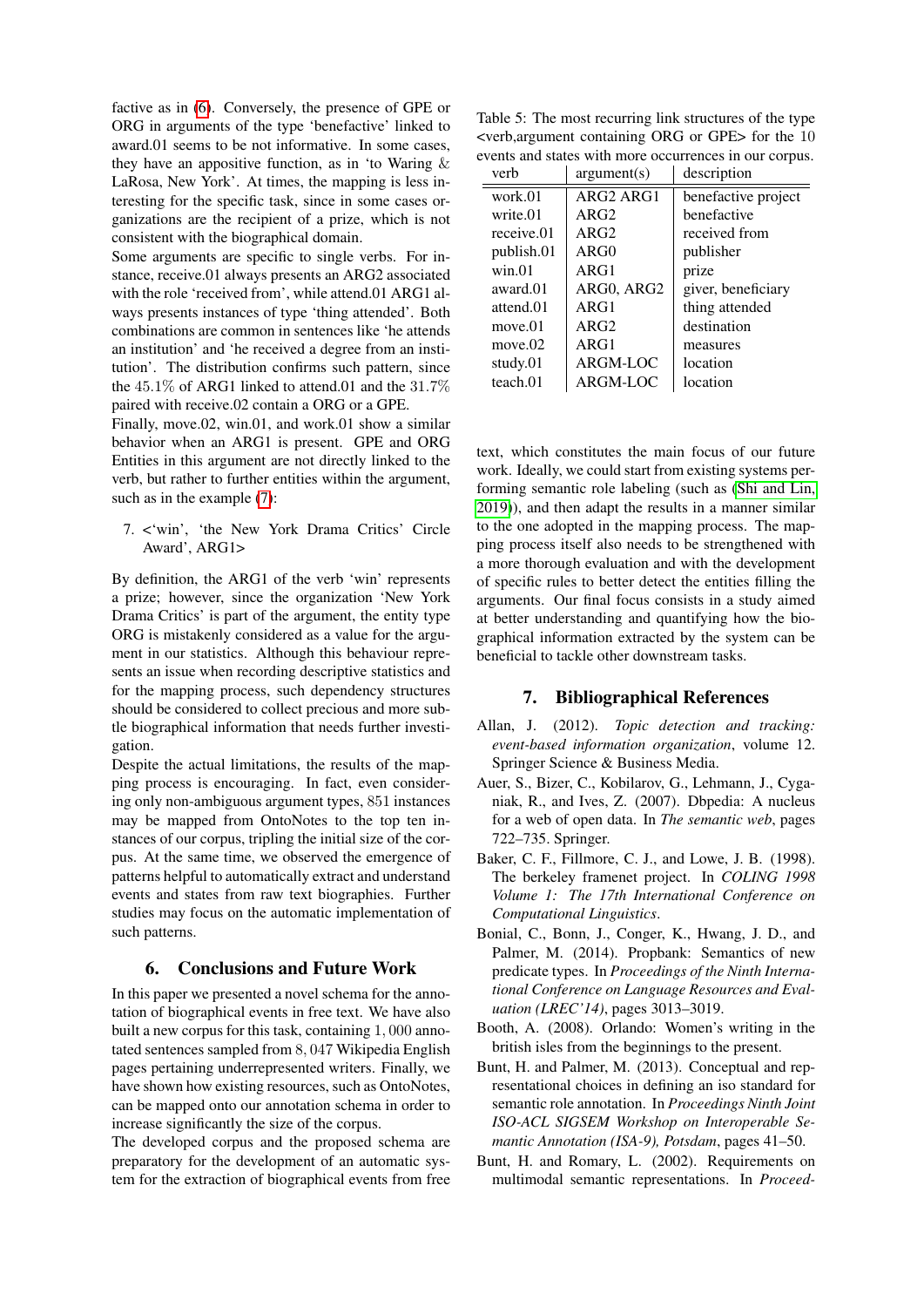factive as in (6). Conversely, the presence of GPE or ORG in arguments of the type 'benefactive' linked to award.01 seems to be not informative. In some cases, they have an appositive function, as in 'to Waring & LaRosa, New York'. At times, the mapping is less interesting for the specific task, since in some cases organizations are the recipient of a prize, which is not consistent with the biographical domain.

Some arguments are specific to single verbs. For instance, receive.01 always presents an ARG2 associated with the role 'received from', while attend.01 ARG1 always presents instances of type 'thing attended'. Both combinations are common in sentences like 'he attends an institution' and 'he received a degree from an institution'. The distribution confirms such pattern, since the 45.1% of ARG1 linked to attend.01 and the 31.7% paired with receive.02 contain a ORG or a GPE.

Finally, move.02, win.01, and work.01 show a similar behavior when an ARG1 is present. GPE and ORG Entities in this argument are not directly linked to the verb, but rather to further entities within the argument, such as in the example (7):

7. <'win', 'the New York Drama Critics' Circle Award', ARG1>

By definition, the ARG1 of the verb 'win' represents a prize; however, since the organization 'New York Drama Critics' is part of the argument, the entity type ORG is mistakenly considered as a value for the argument in our statistics. Although this behaviour represents an issue when recording descriptive statistics and for the mapping process, such dependency structures should be considered to collect precious and more subtle biographical information that needs further investigation.

Despite the actual limitations, the results of the mapping process is encouraging. In fact, even considering only non-ambiguous argument types, 851 instances may be mapped from OntoNotes to the top ten instances of our corpus, tripling the initial size of the corpus. At the same time, we observed the emergence of patterns helpful to automatically extract and understand events and states from raw text biographies. Further studies may focus on the automatic implementation of such patterns.

## 6. Conclusions and Future Work

In this paper we presented a novel schema for the annotation of biographical events in free text. We have also built a new corpus for this task, containing 1,000 annotated sentences sampled from 8,047 Wikipedia English pages pertaining underrepresented writers. Finally, we have shown how existing resources, such as OntoNotes, can be mapped onto our annotation schema in order to increase significantly the size of the corpus.

The developed corpus and the proposed schema are preparatory for the development of an automatic system for the extraction of biographical events from free text, which constitutes the main focus of our future work. Ideally, we could start from existing systems performing semantic role labeling (such as (Shi and Lin, 2019)), and then adapt the results in a manner similar to the one adopted in the mapping process. The mapping process itself also needs to be strengthened with a more thorough evaluation and with the development of specific rules to better detect the entities filling the arguments. Our final focus consists in a study aimed at better understanding and quantifying how the biographical information extracted by the system can be beneficial to tackle other downstream tasks.

Table 5: The most recurring link structures of the type <verb,argument containing ORG or GPE> for the 10 events and states with more occurrences in our corpus.

| verb | argument(s) | description |
|---|---|---|
| work.01 | ARG2 ARG1 | benefactive project |
| write.01 | ARG2 | benefactive |
| receive.01 | ARG2 | received from |
| publish.01 | ARG0 | publisher |
| win.01 | ARG1 | prize |
| award.01 | ARG0, ARG2 | giver, beneficiary |
| attend.01 | ARG1 | thing attended |
| move.01 | ARG2 | destination |
| move.02 | ARG1 | measures |
| study.01 | ARGM-LOC | location |
| teach.01 | ARGM-LOC | location |

## 7. Bibliographical References

Allan, J. (2012). *Topic detection and tracking: event-based information organization*, volume 12. Springer Science & Business Media.

Auer, S., Bizer, C., Kobilarov, G., Lehmann, J., Cyganiak, R., and Ives, Z. (2007). Dbpedia: A nucleus for a web of open data. In *The semantic web*, pages 722–735. Springer.

Baker, C. F., Fillmore, C. J., and Lowe, J. B. (1998). The berkeley framenet project. In *COLING 1998 Volume 1: The 17th International Conference on Computational Linguistics*.

Bonial, C., Bonn, J., Conger, K., Hwang, J. D., and Palmer, M. (2014). Propbank: Semantics of new predicate types. In *Proceedings of the Ninth International Conference on Language Resources and Evaluation (LREC'14)*, pages 3013–3019.

Booth, A. (2008). Orlando: Women's writing in the british isles from the beginnings to the present.

Bunt, H. and Palmer, M. (2013). Conceptual and representational choices in defining an iso standard for semantic role annotation. In *Proceedings Ninth Joint ISO-ACL SIGSEM Workshop on Interoperable Semantic Annotation (ISA-9), Potsdam*, pages 41–50.

Bunt, H. and Romary, L. (2002). Requirements on multimodal semantic representations. In *Proceed-*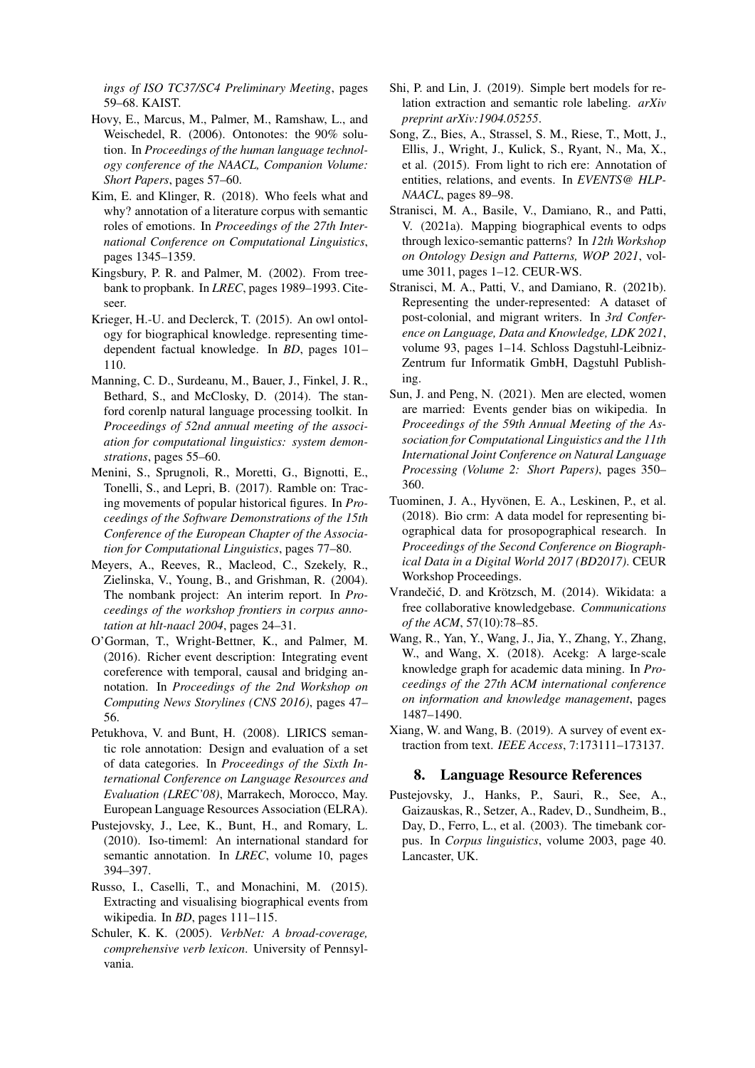*ings of ISO TC37/SC4 Preliminary Meeting*, pages 59–68. KAIST.

Hovy, E., Marcus, M., Palmer, M., Ramshaw, L., and Weischedel, R. (2006). Ontonotes: the 90% solution. In *Proceedings of the human language technology conference of the NAACL, Companion Volume: Short Papers*, pages 57–60.

Kim, E. and Klinger, R. (2018). Who feels what and why? annotation of a literature corpus with semantic roles of emotions. In *Proceedings of the 27th International Conference on Computational Linguistics*, pages 1345–1359.

Kingsbury, P. R. and Palmer, M. (2002). From treebank to propbank. In *LREC*, pages 1989–1993. Citeseer.

Krieger, H.-U. and Declerck, T. (2015). An owl ontology for biographical knowledge. representing time-dependent factual knowledge. In *BD*, pages 101–110.

Manning, C. D., Surdeanu, M., Bauer, J., Finkel, J. R., Bethard, S., and McClosky, D. (2014). The stanford corenlp natural language processing toolkit. In *Proceedings of 52nd annual meeting of the association for computational linguistics: system demonstrations*, pages 55–60.

Menini, S., Sprugnoli, R., Moretti, G., Bignotti, E., Tonelli, S., and Lepri, B. (2017). Ramble on: Tracing movements of popular historical figures. In *Proceedings of the Software Demonstrations of the 15th Conference of the European Chapter of the Association for Computational Linguistics*, pages 77–80.

Meyers, A., Reeves, R., Macleod, C., Szekely, R., Zielinska, V., Young, B., and Grishman, R. (2004). The nombank project: An interim report. In *Proceedings of the workshop frontiers in corpus annotation at hlt-naacl 2004*, pages 24–31.

O'Gorman, T., Wright-Bettner, K., and Palmer, M. (2016). Richer event description: Integrating event coreference with temporal, causal and bridging annotation. In *Proceedings of the 2nd Workshop on Computing News Storylines (CNS 2016)*, pages 47–56.

Petukhova, V. and Bunt, H. (2008). LIRICS semantic role annotation: Design and evaluation of a set of data categories. In *Proceedings of the Sixth International Conference on Language Resources and Evaluation (LREC'08)*, Marrakech, Morocco, May. European Language Resources Association (ELRA).

Pustejovsky, J., Lee, K., Bunt, H., and Romary, L. (2010). Iso-timeml: An international standard for semantic annotation. In *LREC*, volume 10, pages 394–397.

Russo, I., Caselli, T., and Monachini, M. (2015). Extracting and visualising biographical events from wikipedia. In *BD*, pages 111–115.

Schuler, K. K. (2005). *VerbNet: A broad-coverage, comprehensive verb lexicon*. University of Pennsylvania.

Shi, P. and Lin, J. (2019). Simple bert models for relation extraction and semantic role labeling. *arXiv preprint arXiv:1904.05255*.

Song, Z., Bies, A., Strassel, S. M., Riese, T., Mott, J., Ellis, J., Wright, J., Kulick, S., Ryant, N., Ma, X., et al. (2015). From light to rich ere: Annotation of entities, relations, and events. In *EVENTS@ HLP-NAACL*, pages 89–98.

Stranisci, M. A., Basile, V., Damiano, R., and Patti, V. (2021a). Mapping biographical events to odps through lexico-semantic patterns? In *12th Workshop on Ontology Design and Patterns, WOP 2021*, volume 3011, pages 1–12. CEUR-WS.

Stranisci, M. A., Patti, V., and Damiano, R. (2021b). Representing the under-represented: A dataset of post-colonial, and migrant writers. In *3rd Conference on Language, Data and Knowledge, LDK 2021*, volume 93, pages 1–14. Schloss Dagstuhl-Leibniz-Zentrum fur Informatik GmbH, Dagstuhl Publishing.

Sun, J. and Peng, N. (2021). Men are elected, women are married: Events gender bias on wikipedia. In *Proceedings of the 59th Annual Meeting of the Association for Computational Linguistics and the 11th International Joint Conference on Natural Language Processing (Volume 2: Short Papers)*, pages 350–360.

Tuominen, J. A., Hyvönen, E. A., Leskinen, P., et al. (2018). Bio crm: A data model for representing biographical data for prosopographical research. In *Proceedings of the Second Conference on Biographical Data in a Digital World 2017 (BD2017)*. CEUR Workshop Proceedings.

Vrandečić, D. and Krötzsch, M. (2014). Wikidata: a free collaborative knowledgebase. *Communications of the ACM*, 57(10):78–85.

Wang, R., Yan, Y., Wang, J., Jia, Y., Zhang, Y., Zhang, W., and Wang, X. (2018). Acekg: A large-scale knowledge graph for academic data mining. In *Proceedings of the 27th ACM international conference on information and knowledge management*, pages 1487–1490.

Xiang, W. and Wang, B. (2019). A survey of event extraction from text. *IEEE Access*, 7:173111–173137.

## 8. Language Resource References

Pustejovsky, J., Hanks, P., Sauri, R., See, A., Gaizauskas, R., Setzer, A., Radev, D., Sundheim, B., Day, D., Ferro, L., et al. (2003). The timebank corpus. In *Corpus linguistics*, volume 2003, page 40. Lancaster, UK.